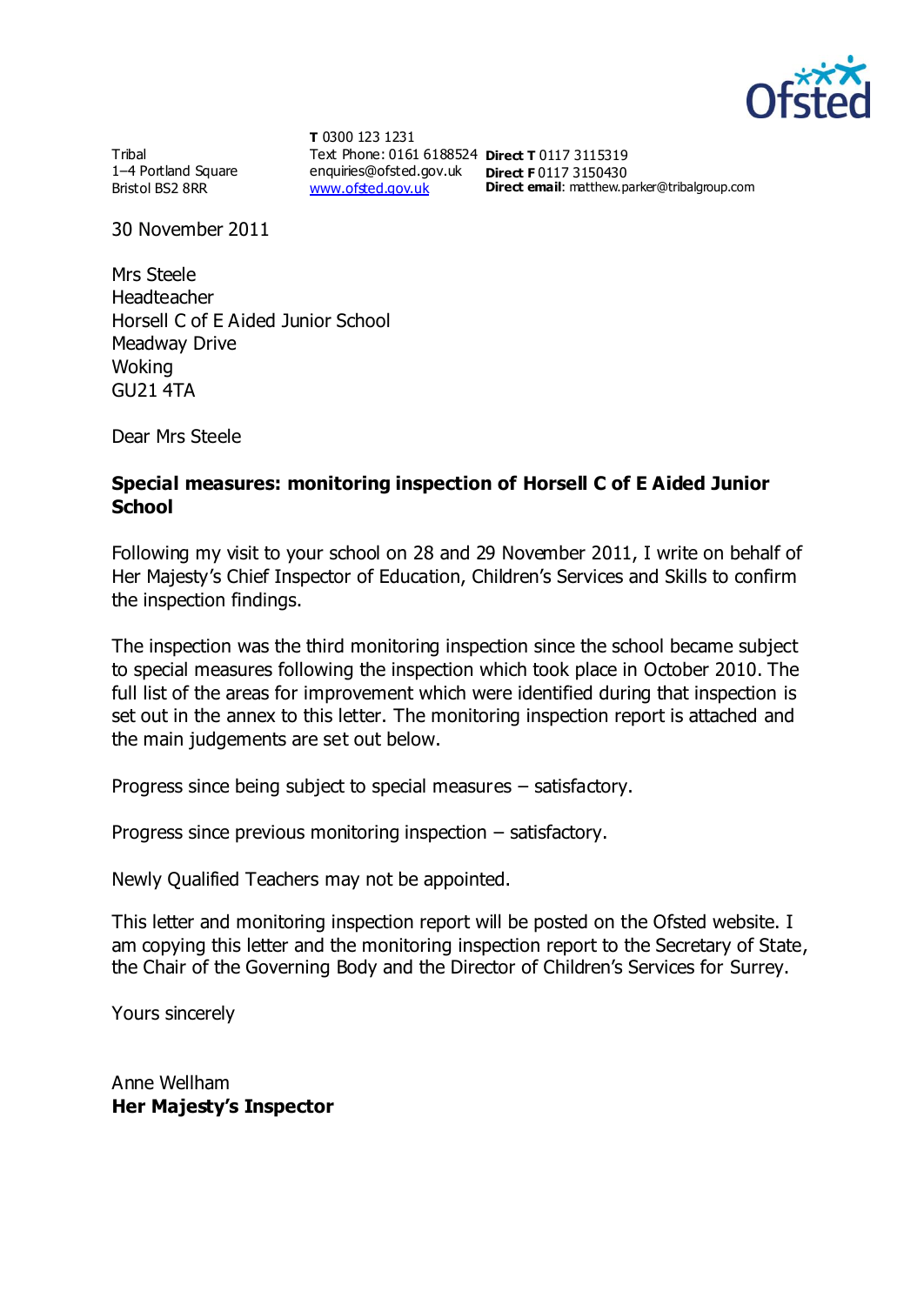Tribal
1–4 Portland Square
Bristol BS2 8RR

**T** 0300 123 1231
Text Phone: 0161 6188524
enquiries@ofsted.gov.uk
www.ofsted.gov.uk

**Direct T** 0117 3115319
**Direct F** 0117 3150430
**Direct email**: matthew.parker@tribalgroup.com

30 November 2011

Mrs Steele
Headteacher
Horsell C of E Aided Junior School
Meadway Drive
Woking
GU21 4TA

Dear Mrs Steele

**Special measures: monitoring inspection of Horsell C of E Aided Junior School**

Following my visit to your school on 28 and 29 November 2011, I write on behalf of Her Majesty's Chief Inspector of Education, Children's Services and Skills to confirm the inspection findings.

The inspection was the third monitoring inspection since the school became subject to special measures following the inspection which took place in October 2010. The full list of the areas for improvement which were identified during that inspection is set out in the annex to this letter. The monitoring inspection report is attached and the main judgements are set out below.

Progress since being subject to special measures – satisfactory.

Progress since previous monitoring inspection – satisfactory.

Newly Qualified Teachers may not be appointed.

This letter and monitoring inspection report will be posted on the Ofsted website. I am copying this letter and the monitoring inspection report to the Secretary of State, the Chair of the Governing Body and the Director of Children's Services for Surrey.

Yours sincerely

Anne Wellham
**Her Majesty's Inspector**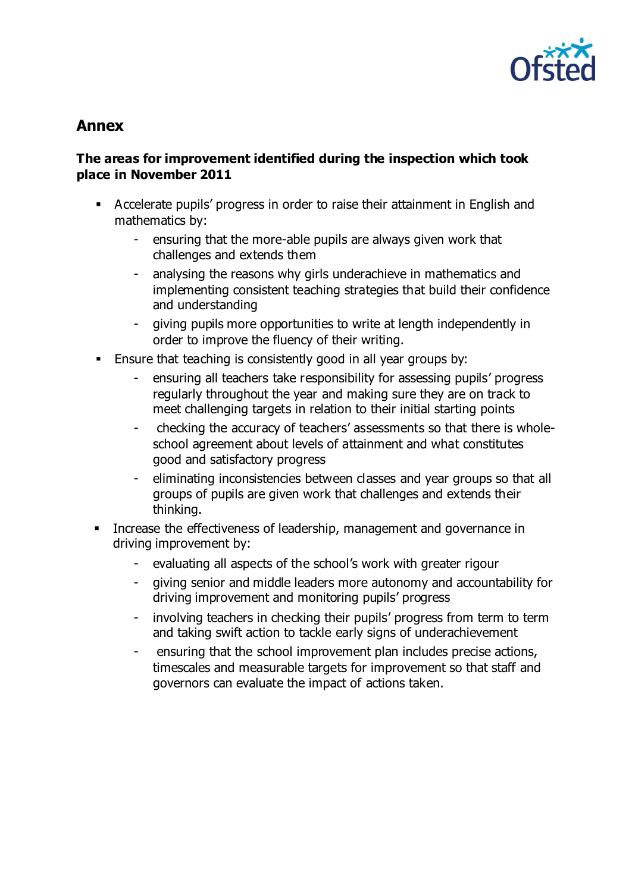## Annex

### The areas for improvement identified during the inspection which took place in November 2011

- Accelerate pupils' progress in order to raise their attainment in English and mathematics by:
  - ensuring that the more-able pupils are always given work that challenges and extends them
  - analysing the reasons why girls underachieve in mathematics and implementing consistent teaching strategies that build their confidence and understanding
  - giving pupils more opportunities to write at length independently in order to improve the fluency of their writing.
- Ensure that teaching is consistently good in all year groups by:
  - ensuring all teachers take responsibility for assessing pupils' progress regularly throughout the year and making sure they are on track to meet challenging targets in relation to their initial starting points
  - checking the accuracy of teachers' assessments so that there is whole-school agreement about levels of attainment and what constitutes good and satisfactory progress
  - eliminating inconsistencies between classes and year groups so that all groups of pupils are given work that challenges and extends their thinking.
- Increase the effectiveness of leadership, management and governance in driving improvement by:
  - evaluating all aspects of the school's work with greater rigour
  - giving senior and middle leaders more autonomy and accountability for driving improvement and monitoring pupils' progress
  - involving teachers in checking their pupils' progress from term to term and taking swift action to tackle early signs of underachievement
  - ensuring that the school improvement plan includes precise actions, timescales and measurable targets for improvement so that staff and governors can evaluate the impact of actions taken.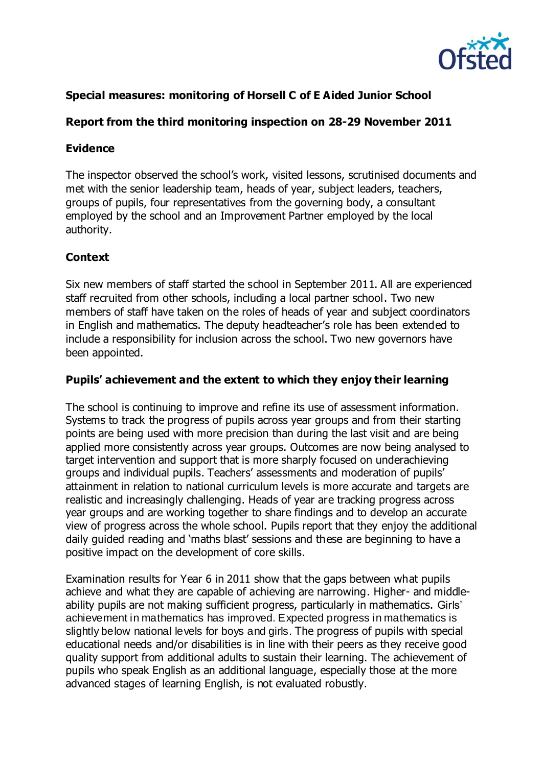**Special measures: monitoring of Horsell C of E Aided Junior School**

**Report from the third monitoring inspection on 28-29 November 2011**

## Evidence

The inspector observed the school's work, visited lessons, scrutinised documents and met with the senior leadership team, heads of year, subject leaders, teachers, groups of pupils, four representatives from the governing body, a consultant employed by the school and an Improvement Partner employed by the local authority.

## Context

Six new members of staff started the school in September 2011. All are experienced staff recruited from other schools, including a local partner school. Two new members of staff have taken on the roles of heads of year and subject coordinators in English and mathematics. The deputy headteacher's role has been extended to include a responsibility for inclusion across the school. Two new governors have been appointed.

## Pupils' achievement and the extent to which they enjoy their learning

The school is continuing to improve and refine its use of assessment information. Systems to track the progress of pupils across year groups and from their starting points are being used with more precision than during the last visit and are being applied more consistently across year groups. Outcomes are now being analysed to target intervention and support that is more sharply focused on underachieving groups and individual pupils. Teachers' assessments and moderation of pupils' attainment in relation to national curriculum levels is more accurate and targets are realistic and increasingly challenging. Heads of year are tracking progress across year groups and are working together to share findings and to develop an accurate view of progress across the whole school. Pupils report that they enjoy the additional daily guided reading and 'maths blast' sessions and these are beginning to have a positive impact on the development of core skills.

Examination results for Year 6 in 2011 show that the gaps between what pupils achieve and what they are capable of achieving are narrowing. Higher- and middle-ability pupils are not making sufficient progress, particularly in mathematics. Girls' achievement in mathematics has improved. Expected progress in mathematics is slightly below national levels for boys and girls. The progress of pupils with special educational needs and/or disabilities is in line with their peers as they receive good quality support from additional adults to sustain their learning. The achievement of pupils who speak English as an additional language, especially those at the more advanced stages of learning English, is not evaluated robustly.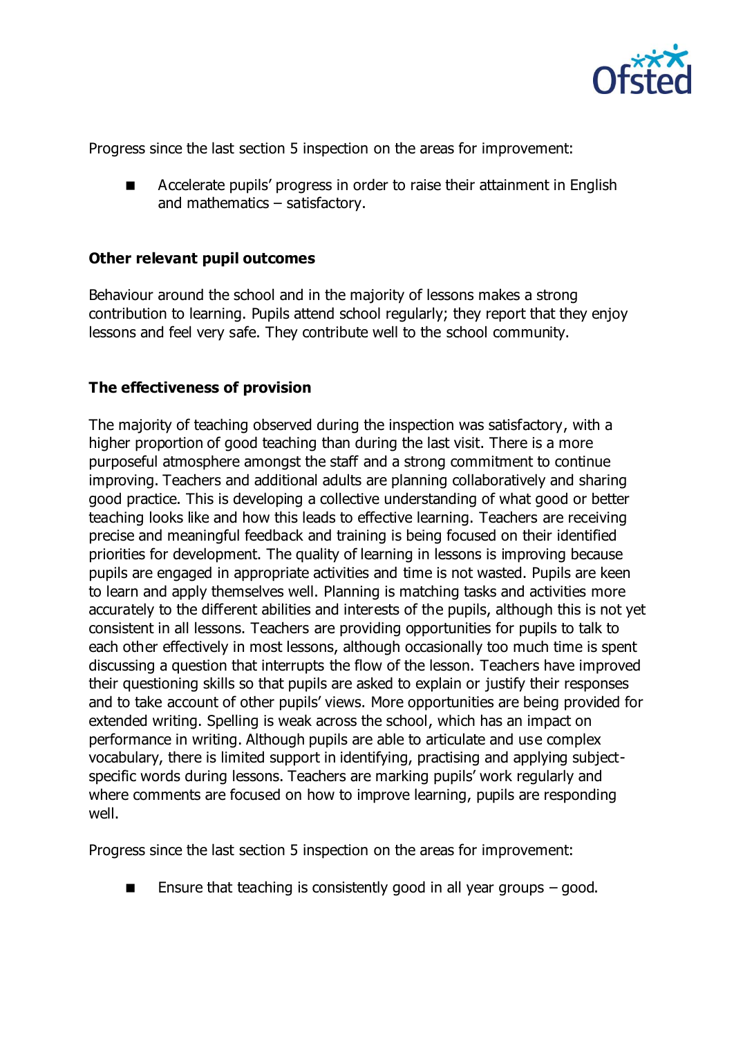Progress since the last section 5 inspection on the areas for improvement:

- Accelerate pupils' progress in order to raise their attainment in English and mathematics – satisfactory.

### Other relevant pupil outcomes

Behaviour around the school and in the majority of lessons makes a strong contribution to learning. Pupils attend school regularly; they report that they enjoy lessons and feel very safe. They contribute well to the school community.

### The effectiveness of provision

The majority of teaching observed during the inspection was satisfactory, with a higher proportion of good teaching than during the last visit. There is a more purposeful atmosphere amongst the staff and a strong commitment to continue improving. Teachers and additional adults are planning collaboratively and sharing good practice. This is developing a collective understanding of what good or better teaching looks like and how this leads to effective learning. Teachers are receiving precise and meaningful feedback and training is being focused on their identified priorities for development. The quality of learning in lessons is improving because pupils are engaged in appropriate activities and time is not wasted. Pupils are keen to learn and apply themselves well. Planning is matching tasks and activities more accurately to the different abilities and interests of the pupils, although this is not yet consistent in all lessons. Teachers are providing opportunities for pupils to talk to each other effectively in most lessons, although occasionally too much time is spent discussing a question that interrupts the flow of the lesson. Teachers have improved their questioning skills so that pupils are asked to explain or justify their responses and to take account of other pupils' views. More opportunities are being provided for extended writing. Spelling is weak across the school, which has an impact on performance in writing. Although pupils are able to articulate and use complex vocabulary, there is limited support in identifying, practising and applying subject-specific words during lessons. Teachers are marking pupils' work regularly and where comments are focused on how to improve learning, pupils are responding well.

Progress since the last section 5 inspection on the areas for improvement:

- Ensure that teaching is consistently good in all year groups – good.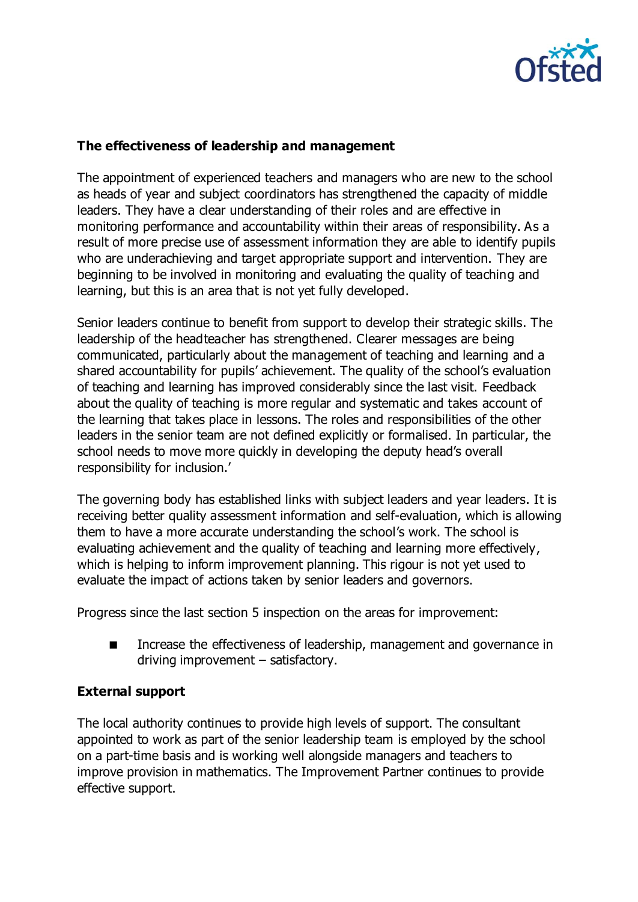## The effectiveness of leadership and management

The appointment of experienced teachers and managers who are new to the school as heads of year and subject coordinators has strengthened the capacity of middle leaders. They have a clear understanding of their roles and are effective in monitoring performance and accountability within their areas of responsibility. As a result of more precise use of assessment information they are able to identify pupils who are underachieving and target appropriate support and intervention. They are beginning to be involved in monitoring and evaluating the quality of teaching and learning, but this is an area that is not yet fully developed.

Senior leaders continue to benefit from support to develop their strategic skills. The leadership of the headteacher has strengthened. Clearer messages are being communicated, particularly about the management of teaching and learning and a shared accountability for pupils' achievement. The quality of the school's evaluation of teaching and learning has improved considerably since the last visit. Feedback about the quality of teaching is more regular and systematic and takes account of the learning that takes place in lessons. The roles and responsibilities of the other leaders in the senior team are not defined explicitly or formalised. In particular, the school needs to move more quickly in developing the deputy head's overall responsibility for inclusion.'

The governing body has established links with subject leaders and year leaders. It is receiving better quality assessment information and self-evaluation, which is allowing them to have a more accurate understanding the school's work. The school is evaluating achievement and the quality of teaching and learning more effectively, which is helping to inform improvement planning. This rigour is not yet used to evaluate the impact of actions taken by senior leaders and governors.

Progress since the last section 5 inspection on the areas for improvement:

- Increase the effectiveness of leadership, management and governance in driving improvement – satisfactory.

## External support

The local authority continues to provide high levels of support. The consultant appointed to work as part of the senior leadership team is employed by the school on a part-time basis and is working well alongside managers and teachers to improve provision in mathematics. The Improvement Partner continues to provide effective support.